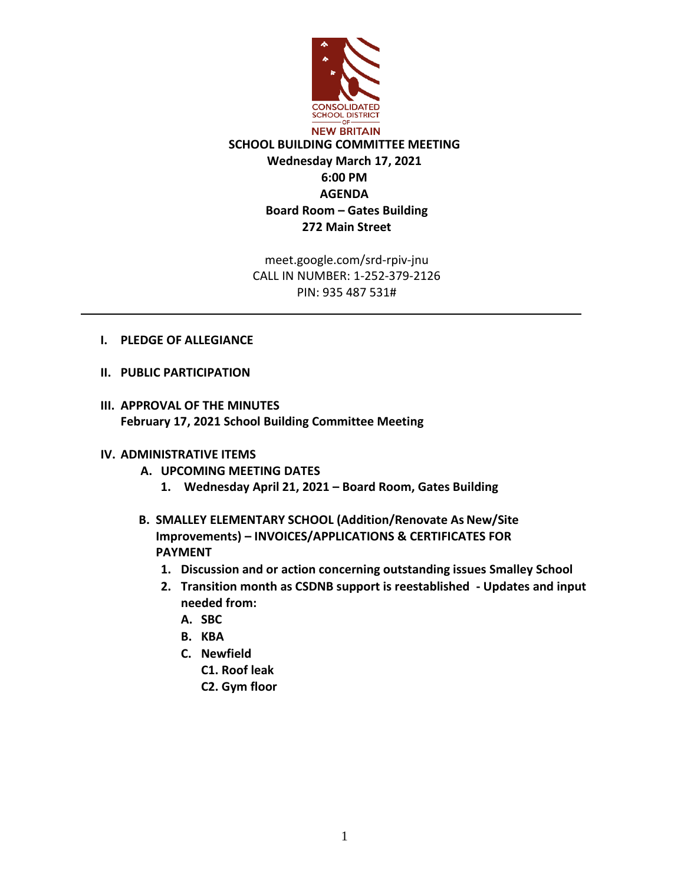CONSOLIDATED SCHOOL DISTRICT OF NEW BRITAIN

# SCHOOL BUILDING COMMITTEE MEETING

**Wednesday March 17, 2021**
**6:00 PM**
**AGENDA**
**Board Room – Gates Building**
**272 Main Street**

meet.google.com/srd-rpiv-jnu
CALL IN NUMBER: 1-252-379-2126
PIN: 935 487 531#

---

**I. PLEDGE OF ALLEGIANCE**

**II. PUBLIC PARTICIPATION**

**III. APPROVAL OF THE MINUTES**
**February 17, 2021 School Building Committee Meeting**

**IV. ADMINISTRATIVE ITEMS**

- **A. UPCOMING MEETING DATES**
  1. **Wednesday April 21, 2021 – Board Room, Gates Building**

- **B. SMALLEY ELEMENTARY SCHOOL (Addition/Renovate As New/Site Improvements) – INVOICES/APPLICATIONS & CERTIFICATES FOR PAYMENT**
  1. **Discussion and or action concerning outstanding issues Smalley School**
  2. **Transition month as CSDNB support is reestablished - Updates and input needed from:**
     - **A. SBC**
     - **B. KBA**
     - **C. Newfield**
       - **C1. Roof leak**
       - **C2. Gym floor**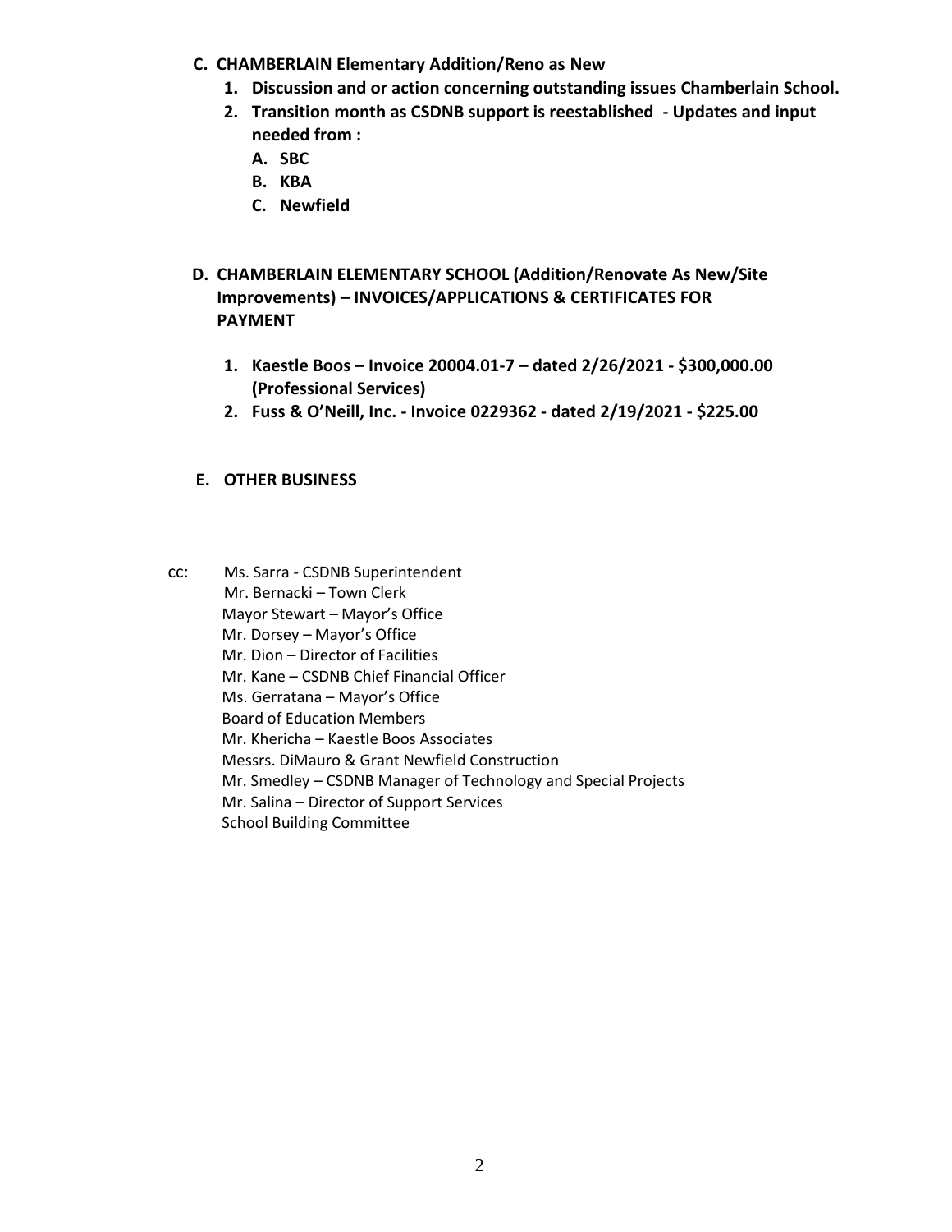**C. CHAMBERLAIN Elementary Addition/Reno as New**

1. **Discussion and or action concerning outstanding issues Chamberlain School.**
2. **Transition month as CSDNB support is reestablished - Updates and input needed from :**
   - **A. SBC**
   - **B. KBA**
   - **C. Newfield**

**D. CHAMBERLAIN ELEMENTARY SCHOOL (Addition/Renovate As New/Site Improvements) – INVOICES/APPLICATIONS & CERTIFICATES FOR PAYMENT**

1. **Kaestle Boos – Invoice 20004.01-7 – dated 2/26/2021 - $300,000.00 (Professional Services)**
2. **Fuss & O'Neill, Inc. - Invoice 0229362 - dated 2/19/2021 - $225.00**

**E. OTHER BUSINESS**

cc: Ms. Sarra - CSDNB Superintendent
Mr. Bernacki – Town Clerk
Mayor Stewart – Mayor's Office
Mr. Dorsey – Mayor's Office
Mr. Dion – Director of Facilities
Mr. Kane – CSDNB Chief Financial Officer
Ms. Gerratana – Mayor's Office
Board of Education Members
Mr. Khericha – Kaestle Boos Associates
Messrs. DiMauro & Grant Newfield Construction
Mr. Smedley – CSDNB Manager of Technology and Special Projects
Mr. Salina – Director of Support Services
School Building Committee